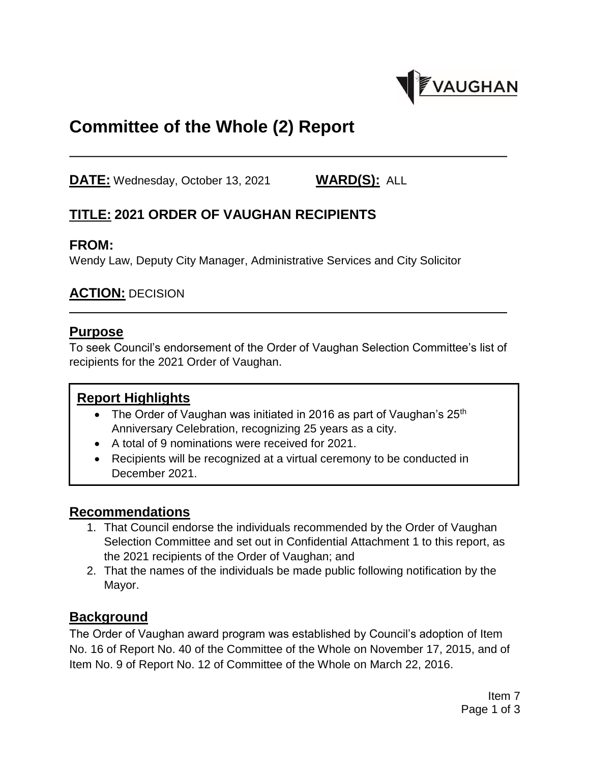# Committee of the Whole (2) Report

**DATE:** Wednesday, October 13, 2021 **WARD(S):** ALL

## TITLE: 2021 ORDER OF VAUGHAN RECIPIENTS

## FROM:

Wendy Law, Deputy City Manager, Administrative Services and City Solicitor

## ACTION: DECISION

## Purpose

To seek Council's endorsement of the Order of Vaughan Selection Committee's list of recipients for the 2021 Order of Vaughan.

### Report Highlights

- The Order of Vaughan was initiated in 2016 as part of Vaughan's 25th Anniversary Celebration, recognizing 25 years as a city.
- A total of 9 nominations were received for 2021.
- Recipients will be recognized at a virtual ceremony to be conducted in December 2021.

## Recommendations

1. That Council endorse the individuals recommended by the Order of Vaughan Selection Committee and set out in Confidential Attachment 1 to this report, as the 2021 recipients of the Order of Vaughan; and
2. That the names of the individuals be made public following notification by the Mayor.

## Background

The Order of Vaughan award program was established by Council's adoption of Item No. 16 of Report No. 40 of the Committee of the Whole on November 17, 2015, and of Item No. 9 of Report No. 12 of Committee of the Whole on March 22, 2016.

Item 7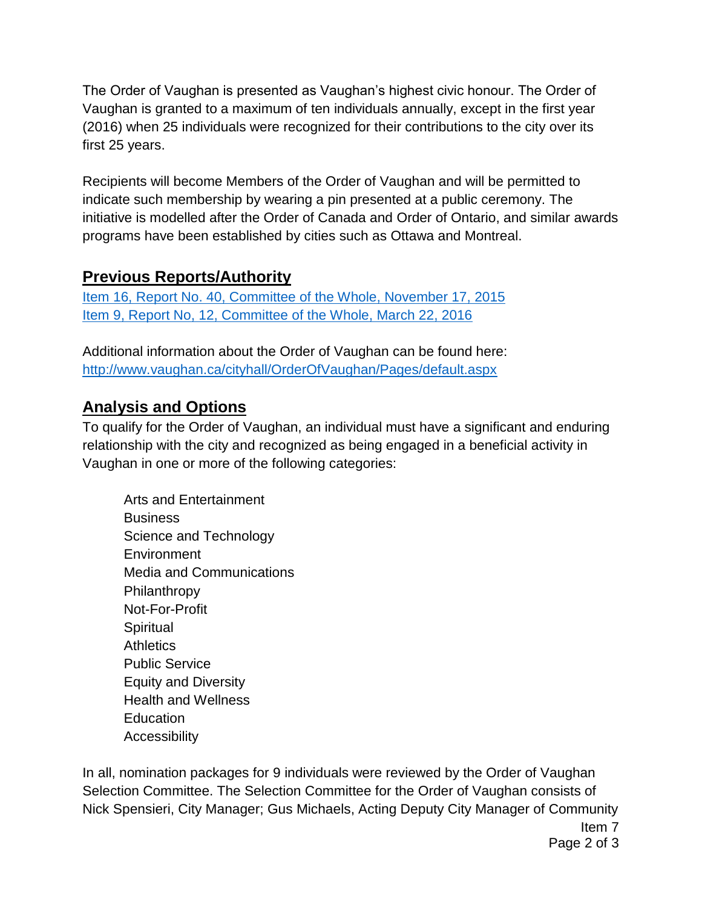The Order of Vaughan is presented as Vaughan's highest civic honour. The Order of Vaughan is granted to a maximum of ten individuals annually, except in the first year (2016) when 25 individuals were recognized for their contributions to the city over its first 25 years.

Recipients will become Members of the Order of Vaughan and will be permitted to indicate such membership by wearing a pin presented at a public ceremony. The initiative is modelled after the Order of Canada and Order of Ontario, and similar awards programs have been established by cities such as Ottawa and Montreal.

## Previous Reports/Authority

[Item 16, Report No. 40, Committee of the Whole, November 17, 2015](#)
[Item 9, Report No, 12, Committee of the Whole, March 22, 2016](#)

Additional information about the Order of Vaughan can be found here:
[http://www.vaughan.ca/cityhall/OrderOfVaughan/Pages/default.aspx](http://www.vaughan.ca/cityhall/OrderOfVaughan/Pages/default.aspx)

## Analysis and Options

To qualify for the Order of Vaughan, an individual must have a significant and enduring relationship with the city and recognized as being engaged in a beneficial activity in Vaughan in one or more of the following categories:

- Arts and Entertainment
- Business
- Science and Technology
- Environment
- Media and Communications
- Philanthropy
- Not-For-Profit
- Spiritual
- Athletics
- Public Service
- Equity and Diversity
- Health and Wellness
- Education
- Accessibility

In all, nomination packages for 9 individuals were reviewed by the Order of Vaughan Selection Committee. The Selection Committee for the Order of Vaughan consists of Nick Spensieri, City Manager; Gus Michaels, Acting Deputy City Manager of Community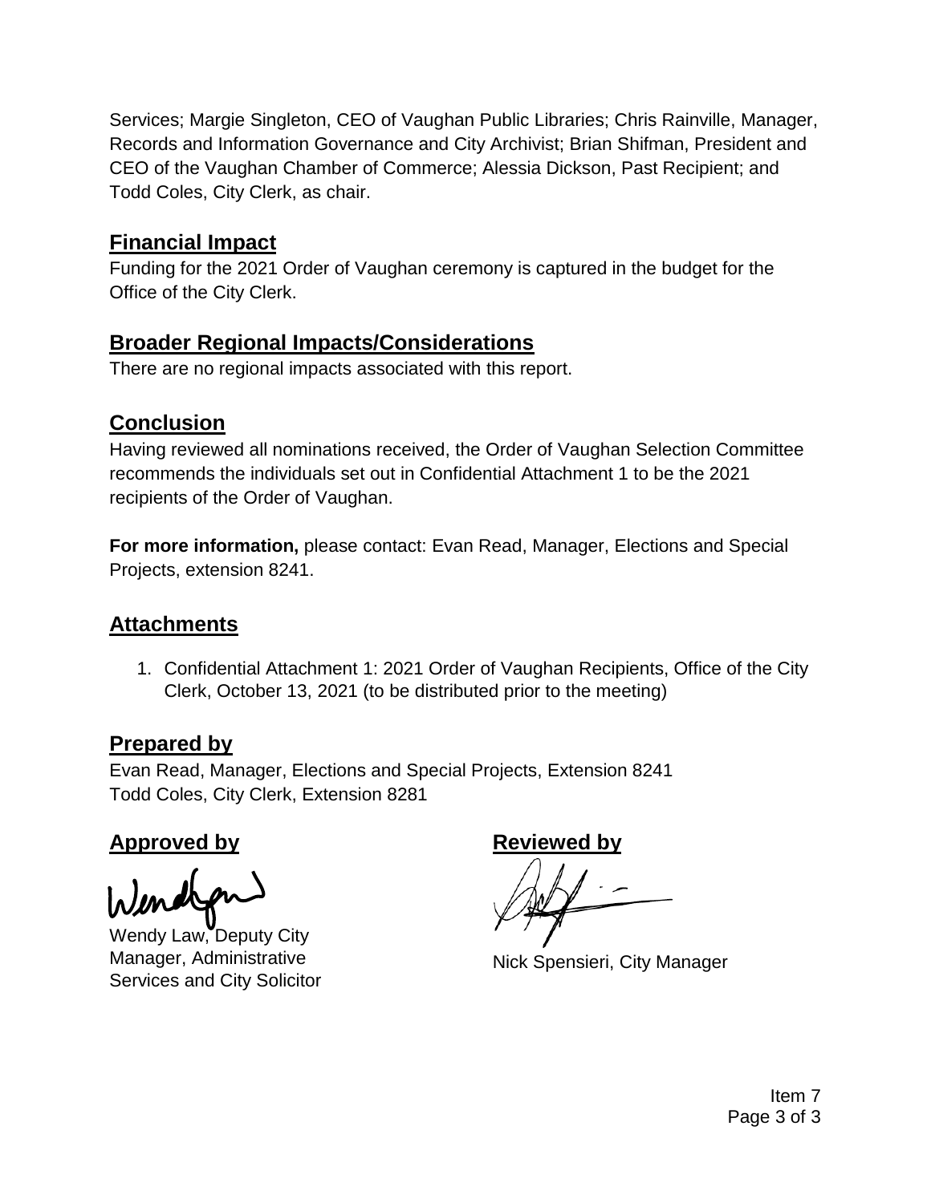Services; Margie Singleton, CEO of Vaughan Public Libraries; Chris Rainville, Manager, Records and Information Governance and City Archivist; Brian Shifman, President and CEO of the Vaughan Chamber of Commerce; Alessia Dickson, Past Recipient; and Todd Coles, City Clerk, as chair.

## Financial Impact

Funding for the 2021 Order of Vaughan ceremony is captured in the budget for the Office of the City Clerk.

## Broader Regional Impacts/Considerations

There are no regional impacts associated with this report.

## Conclusion

Having reviewed all nominations received, the Order of Vaughan Selection Committee recommends the individuals set out in Confidential Attachment 1 to be the 2021 recipients of the Order of Vaughan.

**For more information,** please contact: Evan Read, Manager, Elections and Special Projects, extension 8241.

## Attachments

1. Confidential Attachment 1: 2021 Order of Vaughan Recipients, Office of the City Clerk, October 13, 2021 (to be distributed prior to the meeting)

## Prepared by

Evan Read, Manager, Elections and Special Projects, Extension 8241
Todd Coles, City Clerk, Extension 8281

## Approved by

Wendy Law, Deputy City Manager, Administrative Services and City Solicitor

## Reviewed by

Nick Spensieri, City Manager